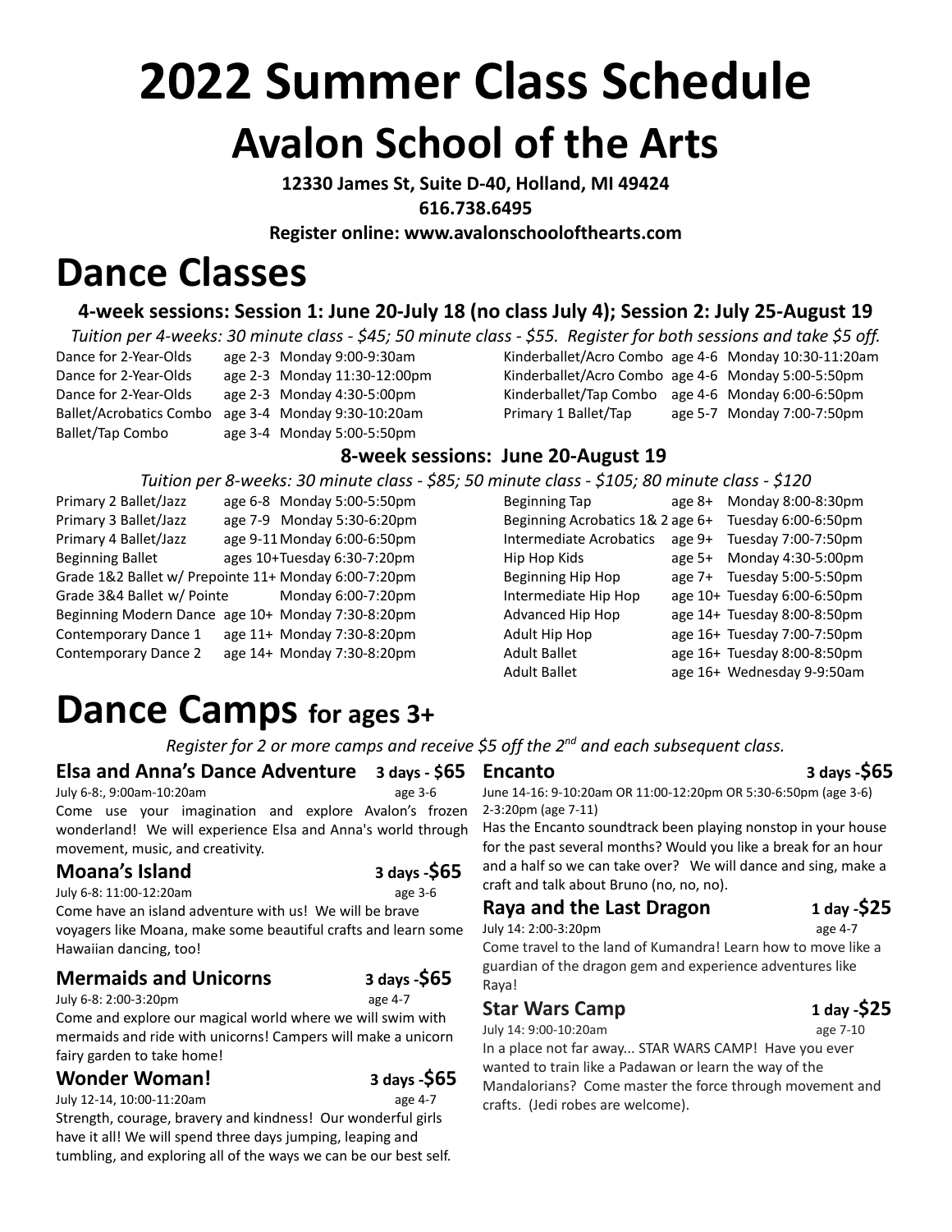# 2022 Summer Class Schedule

## Avalon School of the Arts

**12330 James St, Suite D-40, Holland, MI 49424**
**616.738.6495**
**Register online: www.avalonschoolofthearts.com**

# Dance Classes

### 4-week sessions: Session 1: June 20-July 18 (no class July 4); Session 2: July 25-August 19

*Tuition per 4-weeks: 30 minute class - $45; 50 minute class - $55. Register for both sessions and take $5 off.*

| Class | Age | Time |
|---|---|---|
| Dance for 2-Year-Olds | age 2-3 | Monday 9:00-9:30am |
| Dance for 2-Year-Olds | age 2-3 | Monday 11:30-12:00pm |
| Dance for 2-Year-Olds | age 2-3 | Monday 4:30-5:00pm |
| Ballet/Acrobatics Combo | age 3-4 | Monday 9:30-10:20am |
| Ballet/Tap Combo | age 3-4 | Monday 5:00-5:50pm |
| Kinderballet/Acro Combo | age 4-6 | Monday 10:30-11:20am |
| Kinderballet/Acro Combo | age 4-6 | Monday 5:00-5:50pm |
| Kinderballet/Tap Combo | age 4-6 | Monday 6:00-6:50pm |
| Primary 1 Ballet/Tap | age 5-7 | Monday 7:00-7:50pm |

### 8-week sessions: June 20-August 19

*Tuition per 8-weeks: 30 minute class - $85; 50 minute class - $105; 80 minute class - $120*

| Class | Age | Time |
|---|---|---|
| Primary 2 Ballet/Jazz | age 6-8 | Monday 5:00-5:50pm |
| Primary 3 Ballet/Jazz | age 7-9 | Monday 5:30-6:20pm |
| Primary 4 Ballet/Jazz | age 9-11 | Monday 6:00-6:50pm |
| Beginning Ballet | ages 10+ | Tuesday 6:30-7:20pm |
| Grade 1&2 Ballet w/ Prepointe | 11+ | Monday 6:00-7:20pm |
| Grade 3&4 Ballet w/ Pointe | | Monday 6:00-7:20pm |
| Beginning Modern Dance | age 10+ | Monday 7:30-8:20pm |
| Contemporary Dance 1 | age 11+ | Monday 7:30-8:20pm |
| Contemporary Dance 2 | age 14+ | Monday 7:30-8:20pm |
| Beginning Tap | age 8+ | Monday 8:00-8:30pm |
| Beginning Acrobatics 1& 2 | age 6+ | Tuesday 6:00-6:50pm |
| Intermediate Acrobatics | age 9+ | Tuesday 7:00-7:50pm |
| Hip Hop Kids | age 5+ | Monday 4:30-5:00pm |
| Beginning Hip Hop | age 7+ | Tuesday 5:00-5:50pm |
| Intermediate Hip Hop | age 10+ | Tuesday 6:00-6:50pm |
| Advanced Hip Hop | age 14+ | Tuesday 8:00-8:50pm |
| Adult Hip Hop | age 16+ | Tuesday 7:00-7:50pm |
| Adult Ballet | age 16+ | Tuesday 8:00-8:50pm |
| Adult Ballet | age 16+ | Wednesday 9-9:50am |

# Dance Camps for ages 3+

*Register for 2 or more camps and receive $5 off the 2nd and each subsequent class.*

### Elsa and Anna's Dance Adventure — 3 days - $65

July 6-8:, 9:00am-10:20am — age 3-6

Come use your imagination and explore Avalon's frozen wonderland! We will experience Elsa and Anna's world through movement, music, and creativity.

### Moana's Island — 3 days -$65

July 6-8: 11:00-12:20am — age 3-6

Come have an island adventure with us! We will be brave voyagers like Moana, make some beautiful crafts and learn some Hawaiian dancing, too!

### Mermaids and Unicorns — 3 days -$65

July 6-8: 2:00-3:20pm — age 4-7

Come and explore our magical world where we will swim with mermaids and ride with unicorns! Campers will make a unicorn fairy garden to take home!

### Wonder Woman! — 3 days -$65

July 12-14, 10:00-11:20am — age 4-7

Strength, courage, bravery and kindness! Our wonderful girls have it all! We will spend three days jumping, leaping and tumbling, and exploring all of the ways we can be our best self.

### Encanto — 3 days -$65

June 14-16: 9-10:20am OR 11:00-12:20pm OR 5:30-6:50pm (age 3-6)
2-3:20pm (age 7-11)

Has the Encanto soundtrack been playing nonstop in your house for the past several months? Would you like a break for an hour and a half so we can take over? We will dance and sing, make a craft and talk about Bruno (no, no, no).

### Raya and the Last Dragon — 1 day -$25

July 14: 2:00-3:20pm — age 4-7

Come travel to the land of Kumandra! Learn how to move like a guardian of the dragon gem and experience adventures like Raya!

### Star Wars Camp — 1 day -$25

July 14: 9:00-10:20am — age 7-10

In a place not far away... STAR WARS CAMP! Have you ever wanted to train like a Padawan or learn the way of the Mandalorians? Come master the force through movement and crafts. (Jedi robes are welcome).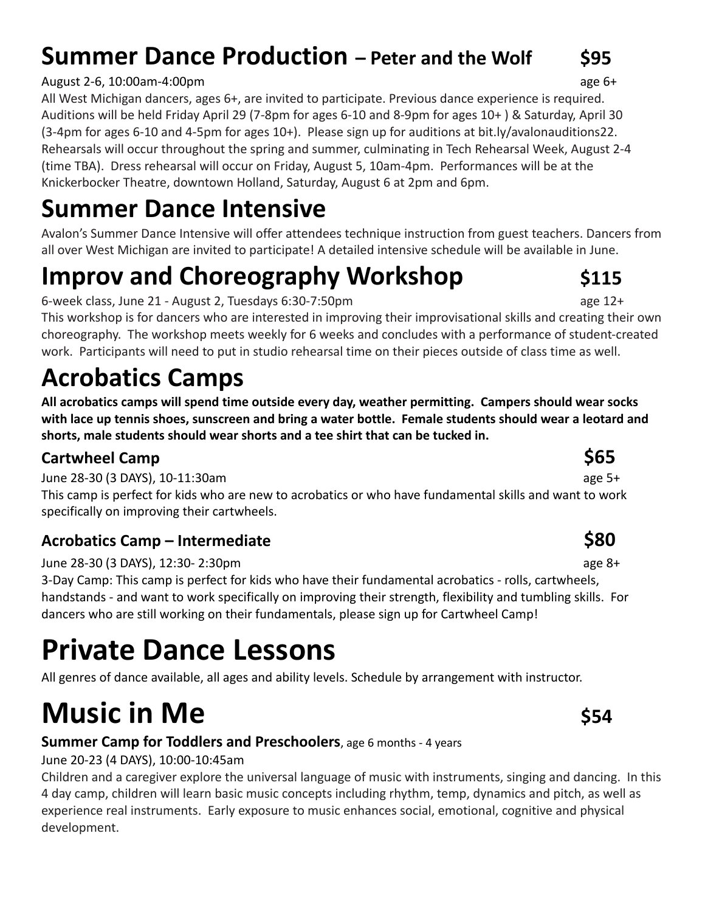# Summer Dance Production – Peter and the Wolf $95

August 2-6, 10:00am-4:00pm age 6+

All West Michigan dancers, ages 6+, are invited to participate. Previous dance experience is required. Auditions will be held Friday April 29 (7-8pm for ages 6-10 and 8-9pm for ages 10+ ) & Saturday, April 30 (3-4pm for ages 6-10 and 4-5pm for ages 10+). Please sign up for auditions at bit.ly/avalonauditions22. Rehearsals will occur throughout the spring and summer, culminating in Tech Rehearsal Week, August 2-4 (time TBA). Dress rehearsal will occur on Friday, August 5, 10am-4pm. Performances will be at the Knickerbocker Theatre, downtown Holland, Saturday, August 6 at 2pm and 6pm.

# Summer Dance Intensive

Avalon's Summer Dance Intensive will offer attendees technique instruction from guest teachers. Dancers from all over West Michigan are invited to participate! A detailed intensive schedule will be available in June.

# Improv and Choreography Workshop $115

6-week class, June 21 - August 2, Tuesdays 6:30-7:50pm age 12+

This workshop is for dancers who are interested in improving their improvisational skills and creating their own choreography. The workshop meets weekly for 6 weeks and concludes with a performance of student-created work. Participants will need to put in studio rehearsal time on their pieces outside of class time as well.

# Acrobatics Camps

**All acrobatics camps will spend time outside every day, weather permitting. Campers should wear socks with lace up tennis shoes, sunscreen and bring a water bottle. Female students should wear a leotard and shorts, male students should wear shorts and a tee shirt that can be tucked in.**

### Cartwheel Camp $65

June 28-30 (3 DAYS), 10-11:30am age 5+

This camp is perfect for kids who are new to acrobatics or who have fundamental skills and want to work specifically on improving their cartwheels.

### Acrobatics Camp – Intermediate $80

June 28-30 (3 DAYS), 12:30- 2:30pm age 8+

3-Day Camp: This camp is perfect for kids who have their fundamental acrobatics - rolls, cartwheels, handstands - and want to work specifically on improving their strength, flexibility and tumbling skills. For dancers who are still working on their fundamentals, please sign up for Cartwheel Camp!

# Private Dance Lessons

All genres of dance available, all ages and ability levels. Schedule by arrangement with instructor.

# Music in Me $54

**Summer Camp for Toddlers and Preschoolers**, age 6 months - 4 years

June 20-23 (4 DAYS), 10:00-10:45am

Children and a caregiver explore the universal language of music with instruments, singing and dancing. In this 4 day camp, children will learn basic music concepts including rhythm, temp, dynamics and pitch, as well as experience real instruments. Early exposure to music enhances social, emotional, cognitive and physical development.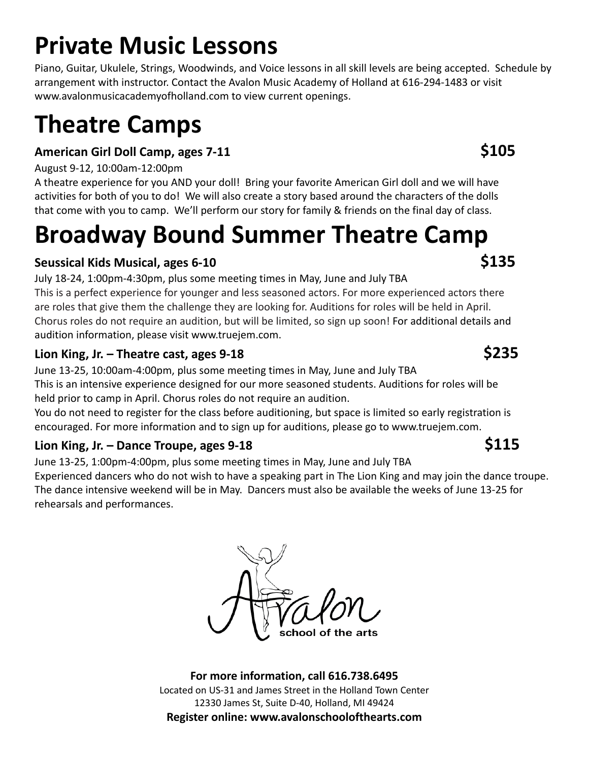# Private Music Lessons

Piano, Guitar, Ukulele, Strings, Woodwinds, and Voice lessons in all skill levels are being accepted. Schedule by arrangement with instructor. Contact the Avalon Music Academy of Holland at 616-294-1483 or visit www.avalonmusicacademyofholland.com to view current openings.

# Theatre Camps

### American Girl Doll Camp, ages 7-11 — $105

August 9-12, 10:00am-12:00pm

A theatre experience for you AND your doll! Bring your favorite American Girl doll and we will have activities for both of you to do! We will also create a story based around the characters of the dolls that come with you to camp. We'll perform our story for family & friends on the final day of class.

# Broadway Bound Summer Theatre Camp

### Seussical Kids Musical, ages 6-10 — $135

July 18-24, 1:00pm-4:30pm, plus some meeting times in May, June and July TBA

This is a perfect experience for younger and less seasoned actors. For more experienced actors there are roles that give them the challenge they are looking for. Auditions for roles will be held in April. Chorus roles do not require an audition, but will be limited, so sign up soon! For additional details and audition information, please visit www.truejem.com.

### Lion King, Jr. – Theatre cast, ages 9-18 — $235

June 13-25, 10:00am-4:00pm, plus some meeting times in May, June and July TBA

This is an intensive experience designed for our more seasoned students. Auditions for roles will be held prior to camp in April. Chorus roles do not require an audition.

You do not need to register for the class before auditioning, but space is limited so early registration is encouraged. For more information and to sign up for auditions, please go to www.truejem.com.

### Lion King, Jr. – Dance Troupe, ages 9-18 — $115

June 13-25, 1:00pm-4:00pm, plus some meeting times in May, June and July TBA

Experienced dancers who do not wish to have a speaking part in The Lion King and may join the dance troupe. The dance intensive weekend will be in May. Dancers must also be available the weeks of June 13-25 for rehearsals and performances.

Avalon school of the arts

**For more information, call 616.738.6495**

Located on US-31 and James Street in the Holland Town Center

12330 James St, Suite D-40, Holland, MI 49424

**Register online: www.avalonschoolofthearts.com**